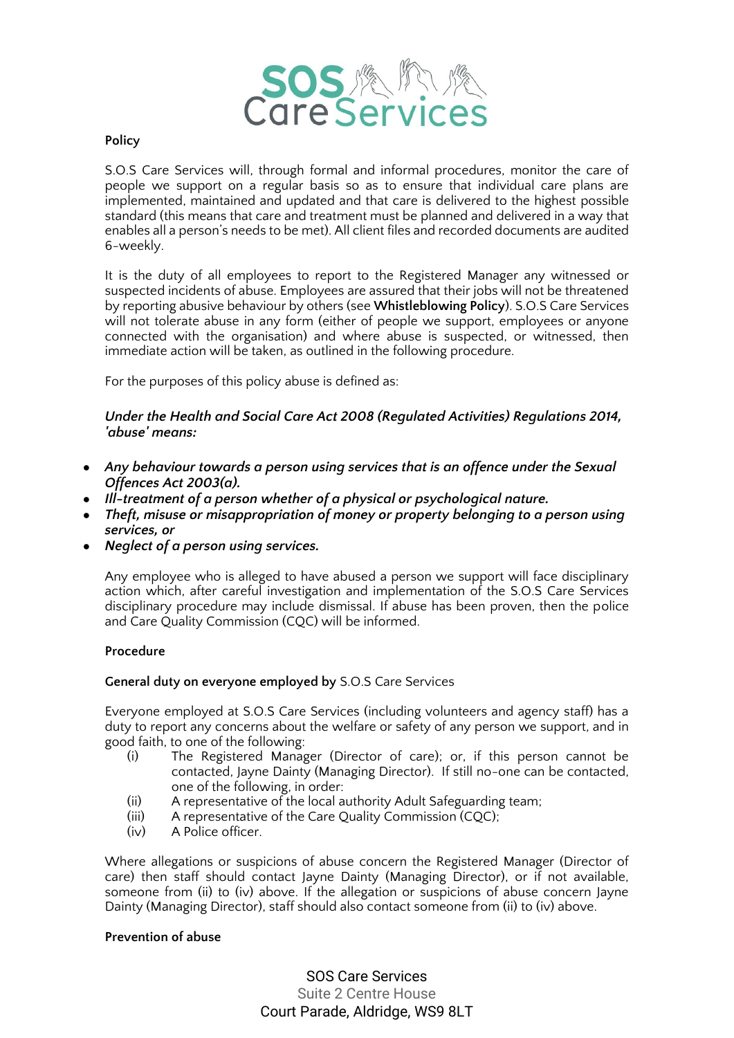**Policy**

S.O.S Care Services will, through formal and informal procedures, monitor the care of people we support on a regular basis so as to ensure that individual care plans are implemented, maintained and updated and that care is delivered to the highest possible standard (this means that care and treatment must be planned and delivered in a way that enables all a person's needs to be met). All client files and recorded documents are audited 6-weekly.

It is the duty of all employees to report to the Registered Manager any witnessed or suspected incidents of abuse. Employees are assured that their jobs will not be threatened by reporting abusive behaviour by others (see **Whistleblowing Policy**). S.O.S Care Services will not tolerate abuse in any form (either of people we support, employees or anyone connected with the organisation) and where abuse is suspected, or witnessed, then immediate action will be taken, as outlined in the following procedure.

For the purposes of this policy abuse is defined as:

***Under the Health and Social Care Act 2008 (Regulated Activities) Regulations 2014, 'abuse' means:***

- ***Any behaviour towards a person using services that is an offence under the Sexual Offences Act 2003(a).***
- ***Ill-treatment of a person whether of a physical or psychological nature.***
- ***Theft, misuse or misappropriation of money or property belonging to a person using services, or***
- ***Neglect of a person using services.***

Any employee who is alleged to have abused a person we support will face disciplinary action which, after careful investigation and implementation of the S.O.S Care Services disciplinary procedure may include dismissal. If abuse has been proven, then the police and Care Quality Commission (CQC) will be informed.

**Procedure**

**General duty on everyone employed by** S.O.S Care Services

Everyone employed at S.O.S Care Services (including volunteers and agency staff) has a duty to report any concerns about the welfare or safety of any person we support, and in good faith, to one of the following:

(i) The Registered Manager (Director of care); or, if this person cannot be contacted, Jayne Dainty (Managing Director). If still no-one can be contacted, one of the following, in order:
(ii) A representative of the local authority Adult Safeguarding team;
(iii) A representative of the Care Quality Commission (CQC);
(iv) A Police officer.

Where allegations or suspicions of abuse concern the Registered Manager (Director of care) then staff should contact Jayne Dainty (Managing Director), or if not available, someone from (ii) to (iv) above. If the allegation or suspicions of abuse concern Jayne Dainty (Managing Director), staff should also contact someone from (ii) to (iv) above.

**Prevention of abuse**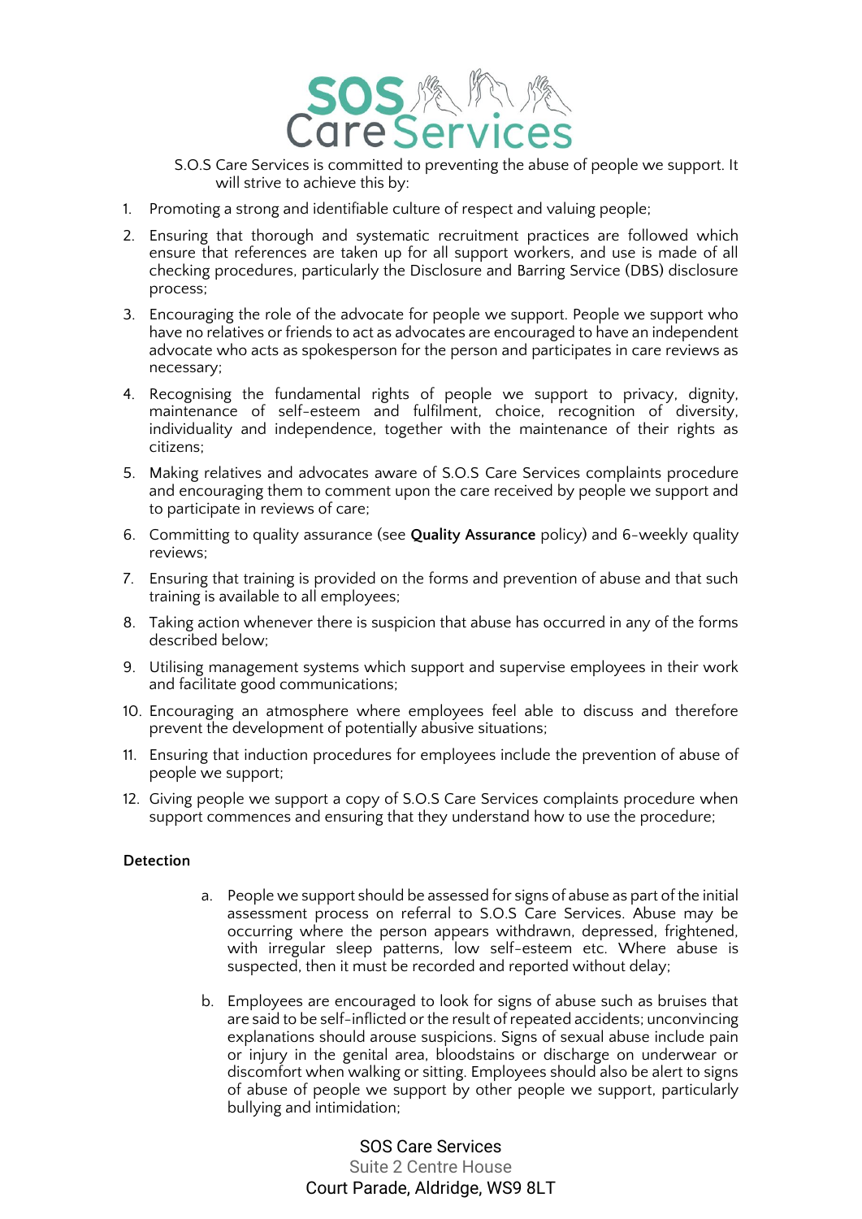S.O.S Care Services is committed to preventing the abuse of people we support. It will strive to achieve this by:

1. Promoting a strong and identifiable culture of respect and valuing people;
2. Ensuring that thorough and systematic recruitment practices are followed which ensure that references are taken up for all support workers, and use is made of all checking procedures, particularly the Disclosure and Barring Service (DBS) disclosure process;
3. Encouraging the role of the advocate for people we support. People we support who have no relatives or friends to act as advocates are encouraged to have an independent advocate who acts as spokesperson for the person and participates in care reviews as necessary;
4. Recognising the fundamental rights of people we support to privacy, dignity, maintenance of self-esteem and fulfilment, choice, recognition of diversity, individuality and independence, together with the maintenance of their rights as citizens;
5. Making relatives and advocates aware of S.O.S Care Services complaints procedure and encouraging them to comment upon the care received by people we support and to participate in reviews of care;
6. Committing to quality assurance (see **Quality Assurance** policy) and 6-weekly quality reviews;
7. Ensuring that training is provided on the forms and prevention of abuse and that such training is available to all employees;
8. Taking action whenever there is suspicion that abuse has occurred in any of the forms described below;
9. Utilising management systems which support and supervise employees in their work and facilitate good communications;
10. Encouraging an atmosphere where employees feel able to discuss and therefore prevent the development of potentially abusive situations;
11. Ensuring that induction procedures for employees include the prevention of abuse of people we support;
12. Giving people we support a copy of S.O.S Care Services complaints procedure when support commences and ensuring that they understand how to use the procedure;

**Detection**

a. People we support should be assessed for signs of abuse as part of the initial assessment process on referral to S.O.S Care Services. Abuse may be occurring where the person appears withdrawn, depressed, frightened, with irregular sleep patterns, low self-esteem etc. Where abuse is suspected, then it must be recorded and reported without delay;

b. Employees are encouraged to look for signs of abuse such as bruises that are said to be self-inflicted or the result of repeated accidents; unconvincing explanations should arouse suspicions. Signs of sexual abuse include pain or injury in the genital area, bloodstains or discharge on underwear or discomfort when walking or sitting. Employees should also be alert to signs of abuse of people we support by other people we support, particularly bullying and intimidation;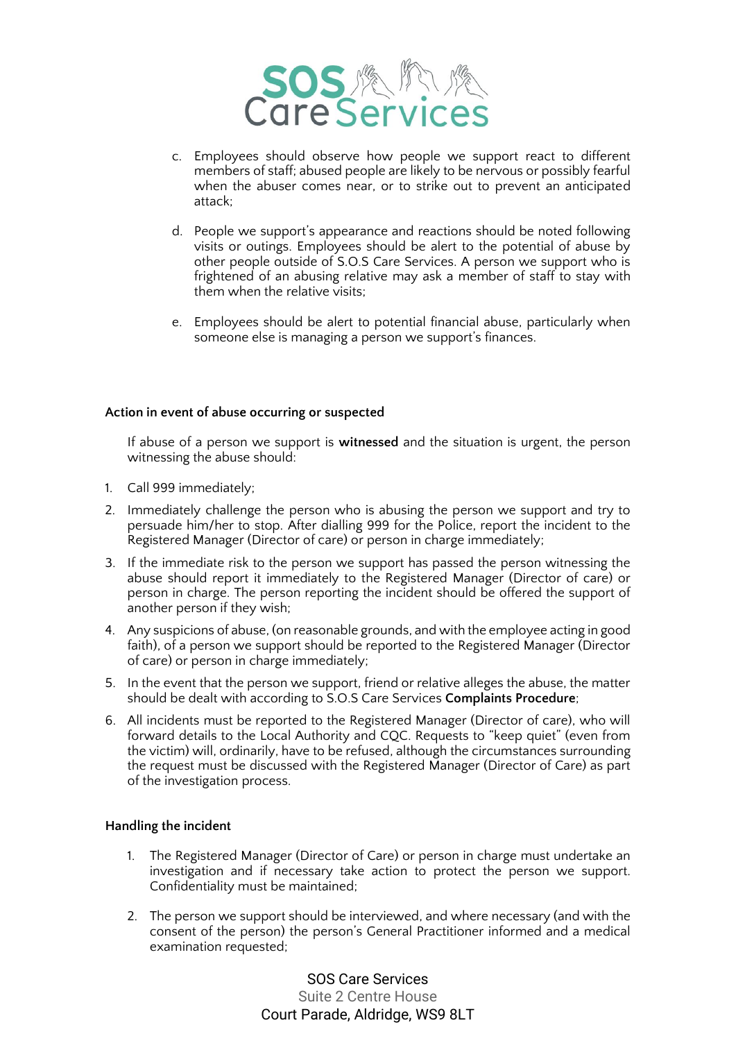c. Employees should observe how people we support react to different members of staff; abused people are likely to be nervous or possibly fearful when the abuser comes near, or to strike out to prevent an anticipated attack;

d. People we support's appearance and reactions should be noted following visits or outings. Employees should be alert to the potential of abuse by other people outside of S.O.S Care Services. A person we support who is frightened of an abusing relative may ask a member of staff to stay with them when the relative visits;

e. Employees should be alert to potential financial abuse, particularly when someone else is managing a person we support's finances.

**Action in event of abuse occurring or suspected**

If abuse of a person we support is **witnessed** and the situation is urgent, the person witnessing the abuse should:

1. Call 999 immediately;
2. Immediately challenge the person who is abusing the person we support and try to persuade him/her to stop. After dialling 999 for the Police, report the incident to the Registered Manager (Director of care) or person in charge immediately;
3. If the immediate risk to the person we support has passed the person witnessing the abuse should report it immediately to the Registered Manager (Director of care) or person in charge. The person reporting the incident should be offered the support of another person if they wish;
4. Any suspicions of abuse, (on reasonable grounds, and with the employee acting in good faith), of a person we support should be reported to the Registered Manager (Director of care) or person in charge immediately;
5. In the event that the person we support, friend or relative alleges the abuse, the matter should be dealt with according to S.O.S Care Services **Complaints Procedure**;
6. All incidents must be reported to the Registered Manager (Director of care), who will forward details to the Local Authority and CQC. Requests to "keep quiet" (even from the victim) will, ordinarily, have to be refused, although the circumstances surrounding the request must be discussed with the Registered Manager (Director of Care) as part of the investigation process.

**Handling the incident**

1. The Registered Manager (Director of Care) or person in charge must undertake an investigation and if necessary take action to protect the person we support. Confidentiality must be maintained;
2. The person we support should be interviewed, and where necessary (and with the consent of the person) the person's General Practitioner informed and a medical examination requested;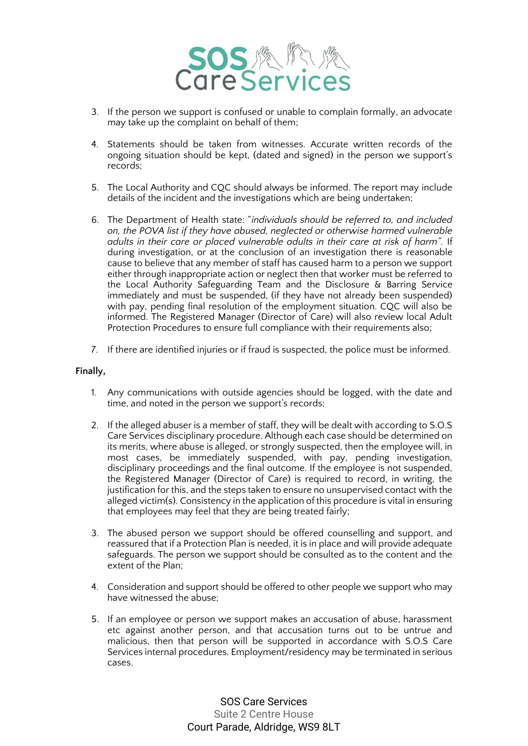3. If the person we support is confused or unable to complain formally, an advocate may take up the complaint on behalf of them;

4. Statements should be taken from witnesses. Accurate written records of the ongoing situation should be kept, (dated and signed) in the person we support's records;

5. The Local Authority and CQC should always be informed. The report may include details of the incident and the investigations which are being undertaken;

6. The Department of Health state: "*individuals should be referred to, and included on, the POVA list if they have abused, neglected or otherwise harmed vulnerable adults in their care or placed vulnerable adults in their care at risk of harm*". If during investigation, or at the conclusion of an investigation there is reasonable cause to believe that any member of staff has caused harm to a person we support either through inappropriate action or neglect then that worker must be referred to the Local Authority Safeguarding Team and the Disclosure & Barring Service immediately and must be suspended, (if they have not already been suspended) with pay, pending final resolution of the employment situation. CQC will also be informed. The Registered Manager (Director of Care) will also review local Adult Protection Procedures to ensure full compliance with their requirements also;

7. If there are identified injuries or if fraud is suspected, the police must be informed.

**Finally,**

1. Any communications with outside agencies should be logged, with the date and time, and noted in the person we support's records;

2. If the alleged abuser is a member of staff, they will be dealt with according to S.O.S Care Services disciplinary procedure. Although each case should be determined on its merits, where abuse is alleged, or strongly suspected, then the employee will, in most cases, be immediately suspended, with pay, pending investigation, disciplinary proceedings and the final outcome. If the employee is not suspended, the Registered Manager (Director of Care) is required to record, in writing, the justification for this, and the steps taken to ensure no unsupervised contact with the alleged victim(s). Consistency in the application of this procedure is vital in ensuring that employees may feel that they are being treated fairly;

3. The abused person we support should be offered counselling and support, and reassured that if a Protection Plan is needed, it is in place and will provide adequate safeguards. The person we support should be consulted as to the content and the extent of the Plan;

4. Consideration and support should be offered to other people we support who may have witnessed the abuse;

5. If an employee or person we support makes an accusation of abuse, harassment etc against another person, and that accusation turns out to be untrue and malicious, then that person will be supported in accordance with S.O.S Care Services internal procedures. Employment/residency may be terminated in serious cases.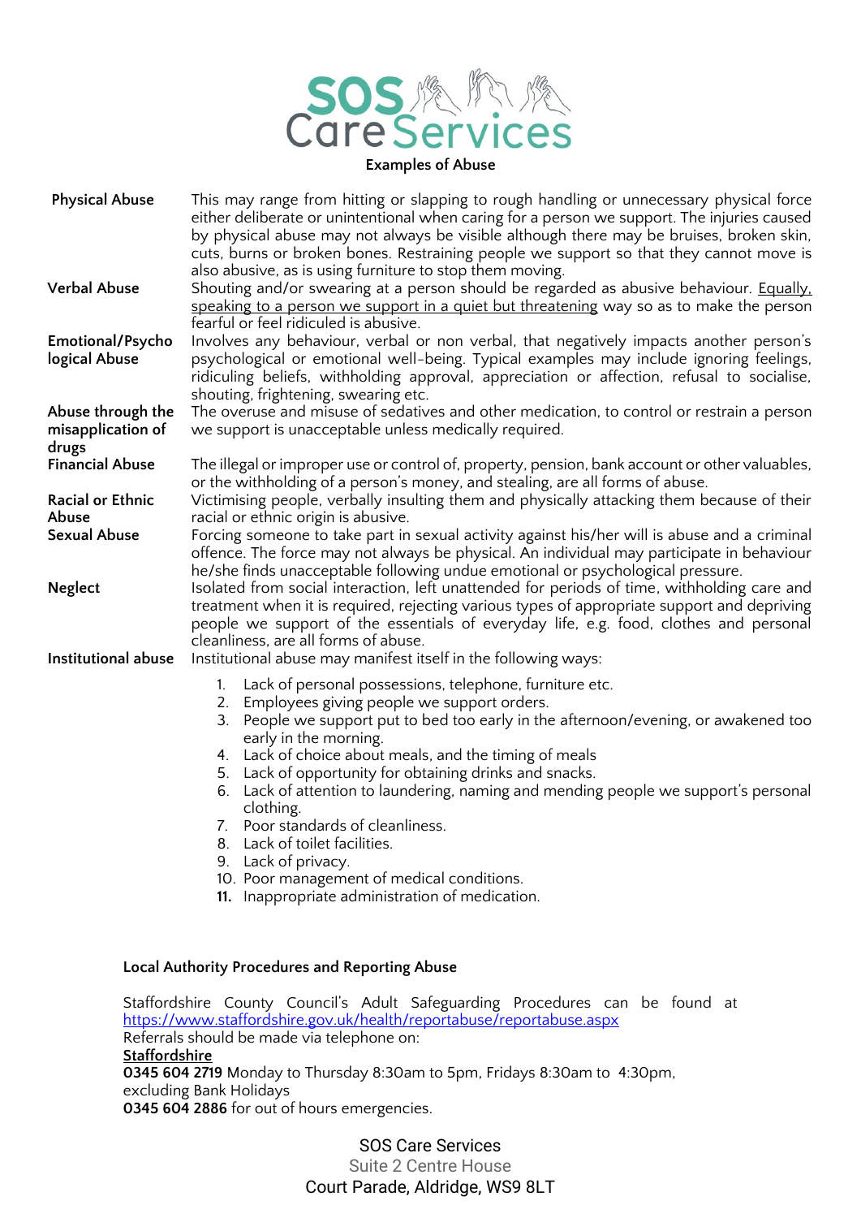## Examples of Abuse

| | |
|---|---|
| **Physical Abuse** | This may range from hitting or slapping to rough handling or unnecessary physical force either deliberate or unintentional when caring for a person we support. The injuries caused by physical abuse may not always be visible although there may be bruises, broken skin, cuts, burns or broken bones. Restraining people we support so that they cannot move is also abusive, as is using furniture to stop them moving. |
| **Verbal Abuse** | Shouting and/or swearing at a person should be regarded as abusive behaviour. Equally, speaking to a person we support in a quiet but threatening way so as to make the person fearful or feel ridiculed is abusive. |
| **Emotional/Psychological Abuse** | Involves any behaviour, verbal or non verbal, that negatively impacts another person's psychological or emotional well-being. Typical examples may include ignoring feelings, ridiculing beliefs, withholding approval, appreciation or affection, refusal to socialise, shouting, frightening, swearing etc. |
| **Abuse through the misapplication of drugs** | The overuse and misuse of sedatives and other medication, to control or restrain a person we support is unacceptable unless medically required. |
| **Financial Abuse** | The illegal or improper use or control of, property, pension, bank account or other valuables, or the withholding of a person's money, and stealing, are all forms of abuse. |
| **Racial or Ethnic Abuse** | Victimising people, verbally insulting them and physically attacking them because of their racial or ethnic origin is abusive. |
| **Sexual Abuse** | Forcing someone to take part in sexual activity against his/her will is abuse and a criminal offence. The force may not always be physical. An individual may participate in behaviour he/she finds unacceptable following undue emotional or psychological pressure. |
| **Neglect** | Isolated from social interaction, left unattended for periods of time, withholding care and treatment when it is required, rejecting various types of appropriate support and depriving people we support of the essentials of everyday life, e.g. food, clothes and personal cleanliness, are all forms of abuse. |
| **Institutional abuse** | Institutional abuse may manifest itself in the following ways: |

1. Lack of personal possessions, telephone, furniture etc.
2. Employees giving people we support orders.
3. People we support put to bed too early in the afternoon/evening, or awakened too early in the morning.
4. Lack of choice about meals, and the timing of meals
5. Lack of opportunity for obtaining drinks and snacks.
6. Lack of attention to laundering, naming and mending people we support's personal clothing.
7. Poor standards of cleanliness.
8. Lack of toilet facilities.
9. Lack of privacy.
10. Poor management of medical conditions.
11. Inappropriate administration of medication.

### Local Authority Procedures and Reporting Abuse

Staffordshire County Council's Adult Safeguarding Procedures can be found at https://www.staffordshire.gov.uk/health/reportabuse/reportabuse.aspx
Referrals should be made via telephone on:
**Staffordshire**
**0345 604 2719** Monday to Thursday 8:30am to 5pm, Fridays 8:30am to 4:30pm, excluding Bank Holidays
**0345 604 2886** for out of hours emergencies.

SOS Care Services
Suite 2 Centre House
Court Parade, Aldridge, WS9 8LT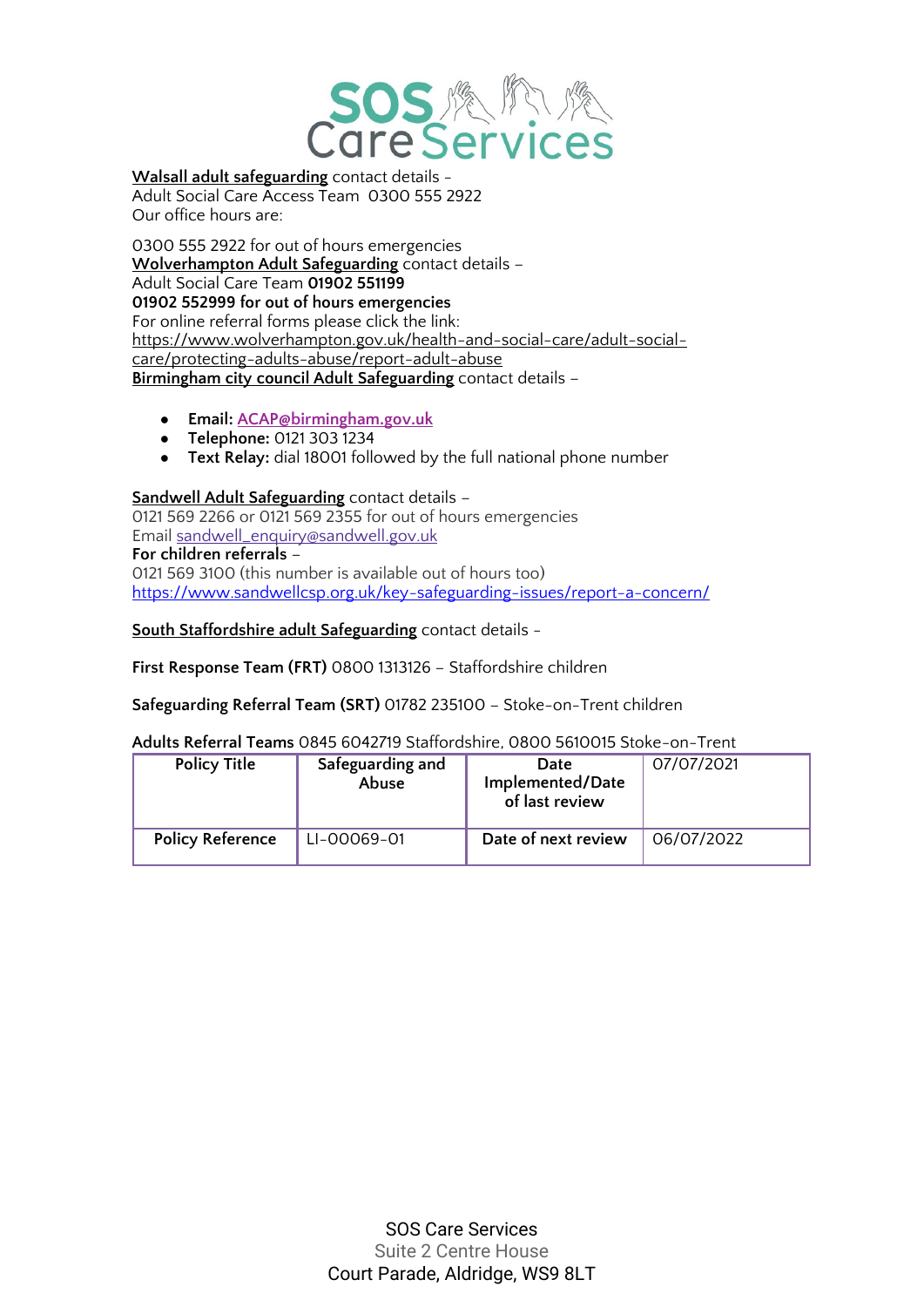**Walsall adult safeguarding** contact details -
Adult Social Care Access Team 0300 555 2922
Our office hours are:

0300 555 2922 for out of hours emergencies
**Wolverhampton Adult Safeguarding** contact details –
Adult Social Care Team **01902 551199**
**01902 552999 for out of hours emergencies**
For online referral forms please click the link:
https://www.wolverhampton.gov.uk/health-and-social-care/adult-social-care/protecting-adults-abuse/report-adult-abuse
**Birmingham city council Adult Safeguarding** contact details –

- **Email:** ACAP@birmingham.gov.uk
- **Telephone:** 0121 303 1234
- **Text Relay:** dial 18001 followed by the full national phone number

**Sandwell Adult Safeguarding** contact details –
0121 569 2266 or 0121 569 2355 for out of hours emergencies
Email sandwell_enquiry@sandwell.gov.uk
**For children referrals** –
0121 569 3100 (this number is available out of hours too)
https://www.sandwellcsp.org.uk/key-safeguarding-issues/report-a-concern/

**South Staffordshire adult Safeguarding** contact details -

**First Response Team (FRT)** 0800 1313126 – Staffordshire children

**Safeguarding Referral Team (SRT)** 01782 235100 – Stoke-on-Trent children

**Adults Referral Teams** 0845 6042719 Staffordshire, 0800 5610015 Stoke-on-Trent

| **Policy Title** | **Safeguarding and Abuse** | **Date Implemented/Date of last review** | 07/07/2021 |
|---|---|---|---|
| **Policy Reference** | LI-00069-01 | **Date of next review** | 06/07/2022 |